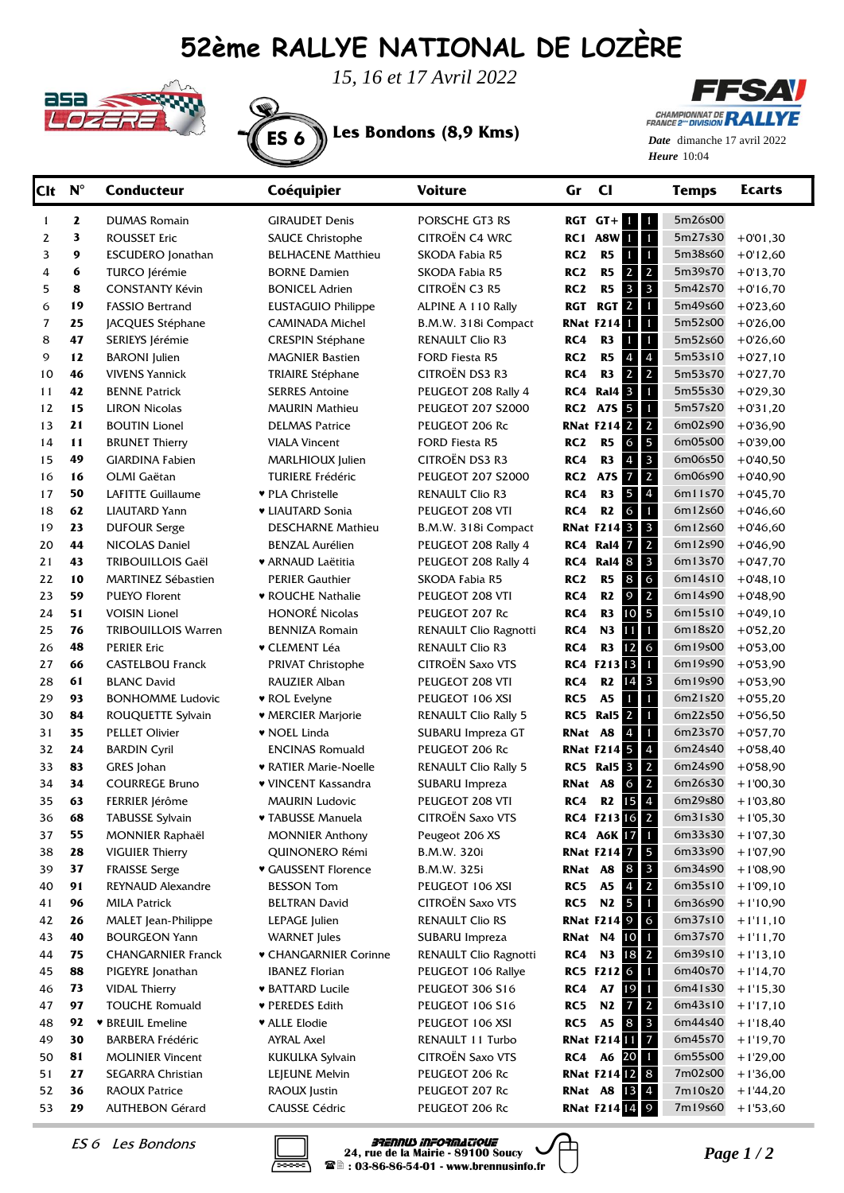# 52ème RALLYE NATIONAL DE LOZÈRE

*15, 16 et 17 Avril 2022*

## ES 6 Les Bondons (8,9 Kms)

CHAMPIONNAT DE FRANCE 2ème DIVISION RALLYE

**Date** dimanche 17 avril 2022
**Heure** 10:04

| Clt | N° | Conducteur | Coéquipier | Voiture | Gr | Cl | | | Temps | Ecarts |
|---|---|---|---|---|---|---|---|---|---|---|
| 1 | 2 | DUMAS Romain | GIRAUDET Denis | PORSCHE GT3 RS | RGT | GT+ | 1 | 1 | 5m26s00 | |
| 2 | 3 | ROUSSET Eric | SAUCE Christophe | CITROËN C4 WRC | RC1 | A8W | 1 | 1 | 5m27s30 | +0'01,30 |
| 3 | 9 | ESCUDERO Jonathan | BELHACENE Matthieu | SKODA Fabia R5 | RC2 | R5 | 1 | 1 | 5m38s60 | +0'12,60 |
| 4 | 6 | TURCO Jérémie | BORNE Damien | SKODA Fabia R5 | RC2 | R5 | 2 | 2 | 5m39s70 | +0'13,70 |
| 5 | 8 | CONSTANTY Kévin | BONICEL Adrien | CITROËN C3 R5 | RC2 | R5 | 3 | 3 | 5m42s70 | +0'16,70 |
| 6 | 19 | FASSIO Bertrand | EUSTAGUIO Philippe | ALPINE A 110 Rally | RGT | RGT | 2 | 1 | 5m49s60 | +0'23,60 |
| 7 | 25 | JACQUES Stéphane | CAMINADA Michel | B.M.W. 318i Compact | RNat | F214 | 1 | 1 | 5m52s00 | +0'26,00 |
| 8 | 47 | SERIEYS Jérémie | CRESPIN Stéphane | RENAULT Clio R3 | RC4 | R3 | 1 | 1 | 5m52s60 | +0'26,60 |
| 9 | 12 | BARONI Julien | MAGNIER Bastien | FORD Fiesta R5 | RC2 | R5 | 4 | 4 | 5m53s10 | +0'27,10 |
| 10 | 46 | VIVENS Yannick | TRIAIRE Stéphane | CITROËN DS3 R3 | RC4 | R3 | 2 | 2 | 5m53s70 | +0'27,70 |
| 11 | 42 | BENNE Patrick | SERRES Antoine | PEUGEOT 208 Rally 4 | RC4 | Ral4 | 3 | 1 | 5m55s30 | +0'29,30 |
| 12 | 15 | LIRON Nicolas | MAURIN Mathieu | PEUGEOT 207 S2000 | RC2 | A7S | 5 | 1 | 5m57s20 | +0'31,20 |
| 13 | 21 | BOUTIN Lionel | DELMAS Patrice | PEUGEOT 206 Rc | RNat | F214 | 2 | 2 | 6m02s90 | +0'36,90 |
| 14 | 11 | BRUNET Thierry | VIALA Vincent | FORD Fiesta R5 | RC2 | R5 | 6 | 5 | 6m05s00 | +0'39,00 |
| 15 | 49 | GIARDINA Fabien | MARLHIOUX Julien | CITROËN DS3 R3 | RC4 | R3 | 4 | 3 | 6m06s50 | +0'40,50 |
| 16 | 16 | OLMI Gaëtan | TURIERE Frédéric | PEUGEOT 207 S2000 | RC2 | A7S | 7 | 2 | 6m06s90 | +0'40,90 |
| 17 | 50 | LAFITTE Guillaume | ♥ PLA Christelle | RENAULT Clio R3 | RC4 | R3 | 5 | 4 | 6m11s70 | +0'45,70 |
| 18 | 62 | LIAUTARD Yann | ♥ LIAUTARD Sonia | PEUGEOT 208 VTI | RC4 | R2 | 6 | 1 | 6m12s60 | +0'46,60 |
| 19 | 23 | DUFOUR Serge | DESCHARNE Mathieu | B.M.W. 318i Compact | RNat | F214 | 3 | 3 | 6m12s60 | +0'46,60 |
| 20 | 44 | NICOLAS Daniel | BENZAL Aurélien | PEUGEOT 208 Rally 4 | RC4 | Ral4 | 7 | 2 | 6m12s90 | +0'46,90 |
| 21 | 43 | TRIBOUILLOIS Gaël | ♥ ARNAUD Laëtitia | PEUGEOT 208 Rally 4 | RC4 | Ral4 | 8 | 3 | 6m13s70 | +0'47,70 |
| 22 | 10 | MARTINEZ Sébastien | PERIER Gauthier | SKODA Fabia R5 | RC2 | R5 | 8 | 6 | 6m14s10 | +0'48,10 |
| 23 | 59 | PUEYO Florent | ♥ ROUCHE Nathalie | PEUGEOT 208 VTI | RC4 | R2 | 9 | 2 | 6m14s90 | +0'48,90 |
| 24 | 51 | VOISIN Lionel | HONORÉ Nicolas | PEUGEOT 207 Rc | RC4 | R3 | 10 | 5 | 6m15s10 | +0'49,10 |
| 25 | 76 | TRIBOUILLOIS Warren | BENNIZA Romain | RENAULT Clio Ragnotti | RC4 | N3 | 11 | 1 | 6m18s20 | +0'52,20 |
| 26 | 48 | PERIER Eric | ♥ CLEMENT Léa | RENAULT Clio R3 | RC4 | R3 | 12 | 6 | 6m19s00 | +0'53,00 |
| 27 | 66 | CASTELBOU Franck | PRIVAT Christophe | CITROËN Saxo VTS | RC4 | F213 | 13 | 1 | 6m19s90 | +0'53,90 |
| 28 | 61 | BLANC David | RAUZIER Alban | PEUGEOT 208 VTI | RC4 | R2 | 14 | 3 | 6m19s90 | +0'53,90 |
| 29 | 93 | BONHOMME Ludovic | ♥ ROL Evelyne | PEUGEOT 106 XSI | RC5 | A5 | 1 | 1 | 6m21s20 | +0'55,20 |
| 30 | 84 | ROUQUETTE Sylvain | ♥ MERCIER Marjorie | RENAULT Clio Rally 5 | RC5 | Ral5 | 2 | 1 | 6m22s50 | +0'56,50 |
| 31 | 35 | PELLET Olivier | ♥ NOEL Linda | SUBARU Impreza GT | RNat | A8 | 4 | 1 | 6m23s70 | +0'57,70 |
| 32 | 24 | BARDIN Cyril | ENCINAS Romuald | PEUGEOT 206 Rc | RNat | F214 | 5 | 4 | 6m24s40 | +0'58,40 |
| 33 | 83 | GRES Johan | ♥ RATIER Marie-Noelle | RENAULT Clio Rally 5 | RC5 | Ral5 | 3 | 2 | 6m24s90 | +0'58,90 |
| 34 | 34 | COURREGE Bruno | ♥ VINCENT Kassandra | SUBARU Impreza | RNat | A8 | 6 | 2 | 6m26s30 | +1'00,30 |
| 35 | 63 | FERRIER Jérôme | MAURIN Ludovic | PEUGEOT 208 VTI | RC4 | R2 | 15 | 4 | 6m29s80 | +1'03,80 |
| 36 | 68 | TABUSSE Sylvain | ♥ TABUSSE Manuela | CITROËN Saxo VTS | RC4 | F213 | 16 | 2 | 6m31s30 | +1'05,30 |
| 37 | 55 | MONNIER Raphaël | MONNIER Anthony | Peugeot 206 XS | RC4 | A6K | 17 | 1 | 6m33s30 | +1'07,30 |
| 38 | 28 | VIGUIER Thierry | QUINONERO Rémi | B.M.W. 320i | RNat | F214 | 7 | 5 | 6m33s90 | +1'07,90 |
| 39 | 37 | FRAISSE Serge | ♥ GAUSSENT Florence | B.M.W. 325i | RNat | A8 | 8 | 3 | 6m34s90 | +1'08,90 |
| 40 | 91 | REYNAUD Alexandre | BESSON Tom | PEUGEOT 106 XSI | RC5 | A5 | 4 | 2 | 6m35s10 | +1'09,10 |
| 41 | 96 | MILA Patrick | BELTRAN David | CITROËN Saxo VTS | RC5 | N2 | 5 | 1 | 6m36s90 | +1'10,90 |
| 42 | 26 | MALET Jean-Philippe | LEPAGE Julien | RENAULT Clio RS | RNat | F214 | 9 | 6 | 6m37s10 | +1'11,10 |
| 43 | 40 | BOURGEON Yann | WARNET Jules | SUBARU Impreza | RNat | N4 | 10 | 1 | 6m37s70 | +1'11,70 |
| 44 | 75 | CHANGARNIER Franck | ♥ CHANGARNIER Corinne | RENAULT Clio Ragnotti | RC4 | N3 | 18 | 2 | 6m39s10 | +1'13,10 |
| 45 | 88 | PIGEYRE Jonathan | IBANEZ Florian | PEUGEOT 106 Rallye | RC5 | F212 | 6 | 1 | 6m40s70 | +1'14,70 |
| 46 | 73 | VIDAL Thierry | ♥ BATTARD Lucile | PEUGEOT 306 S16 | RC4 | A7 | 19 | 1 | 6m41s30 | +1'15,30 |
| 47 | 97 | TOUCHE Romuald | ♥ PEREDES Edith | PEUGEOT 106 S16 | RC5 | N2 | 7 | 2 | 6m43s10 | +1'17,10 |
| 48 | 92 | ♥ BREUIL Emeline | ♥ ALLE Elodie | PEUGEOT 106 XSI | RC5 | A5 | 8 | 3 | 6m44s40 | +1'18,40 |
| 49 | 30 | BARBERA Frédéric | AYRAL Axel | RENAULT 11 Turbo | RNat | F214 | 11 | 7 | 6m45s70 | +1'19,70 |
| 50 | 81 | MOLINIER Vincent | KUKULKA Sylvain | CITROËN Saxo VTS | RC4 | A6 | 20 | 1 | 6m55s00 | +1'29,00 |
| 51 | 27 | SEGARRA Christian | LEJEUNE Melvin | PEUGEOT 206 Rc | RNat | F214 | 12 | 8 | 7m02s00 | +1'36,00 |
| 52 | 36 | RAOUX Patrice | RAOUX Justin | PEUGEOT 207 Rc | RNat | A8 | 13 | 4 | 7m10s20 | +1'44,20 |
| 53 | 29 | AUTHEBON Gérard | CAUSSE Cédric | PEUGEOT 206 Rc | RNat | F214 | 14 | 9 | 7m19s60 | +1'53,60 |

*ES 6 Les Bondons*

BRENNUS INFORMATIQUE
24, rue de la Mairie - 89100 Soucy
: 03-86-86-54-01 - www.brennusinfo.fr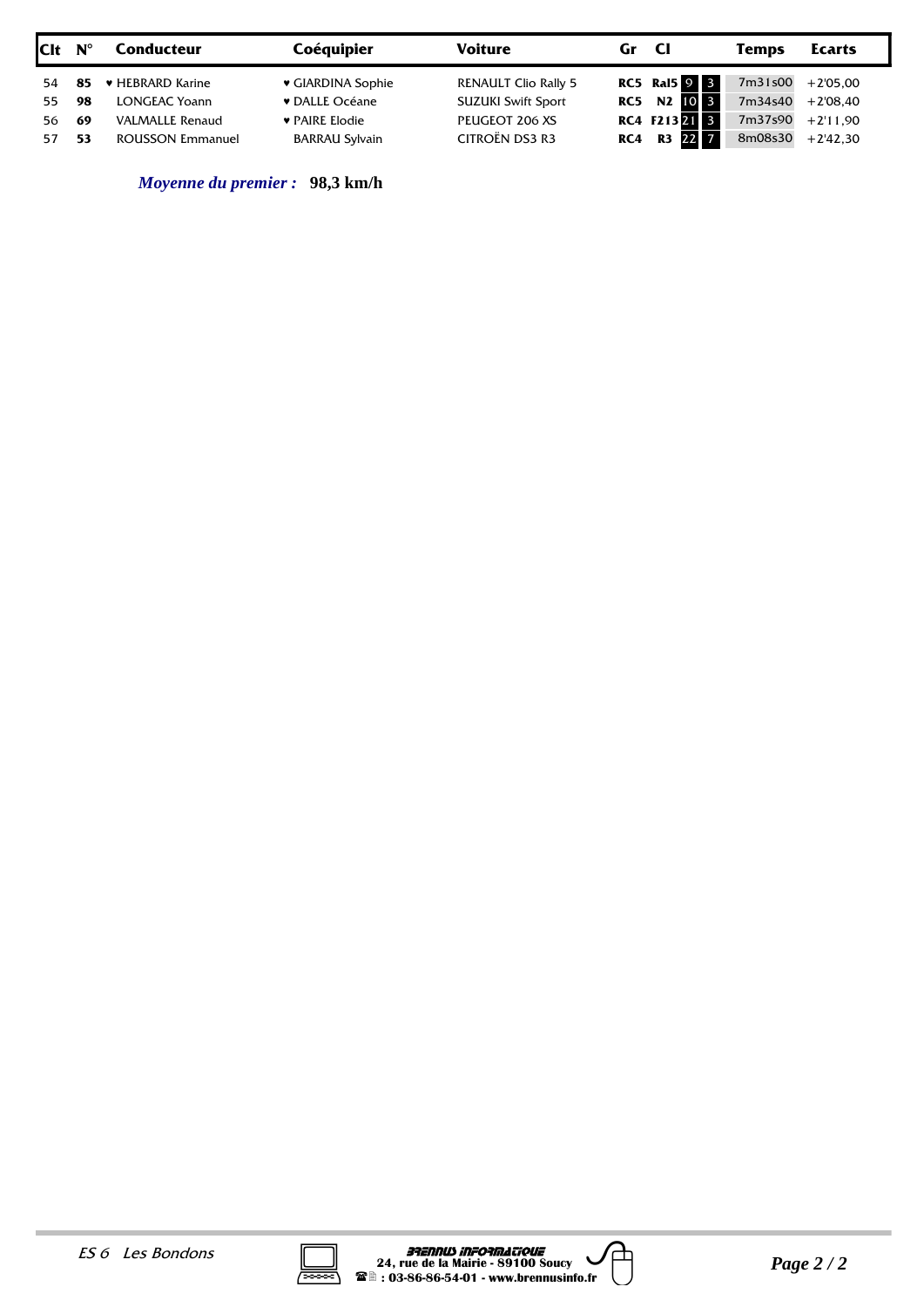| Clt | N° | Conducteur | Coéquipier | Voiture | Gr | Cl | | | Temps | Ecarts |
|---|---|---|---|---|---|---|---|---|---|---|
| 54 | **85** | ♥ HEBRARD Karine | ♥ GIARDINA Sophie | RENAULT Clio Rally 5 | **RC5** | **Ral5** | 9 | 3 | 7m31s00 | +2'05,00 |
| 55 | **98** | LONGEAC Yoann | ♥ DALLE Océane | SUZUKI Swift Sport | **RC5** | **N2** | 10 | 3 | 7m34s40 | +2'08,40 |
| 56 | **69** | VALMALLE Renaud | ♥ PAIRE Elodie | PEUGEOT 206 XS | **RC4** | **F213** | 21 | 3 | 7m37s90 | +2'11,90 |
| 57 | **53** | ROUSSON Emmanuel | BARRAU Sylvain | CITROËN DS3 R3 | **RC4** | **R3** | 22 | 7 | 8m08s30 | +2'42,30 |

***Moyenne du premier :*** **98,3 km/h**

ES 6 Les Bondons

BRENNUS INFORMATIQUE
24, rue de la Mairie - 89100 Soucy
: 03-86-86-54-01 - www.brennusinfo.fr